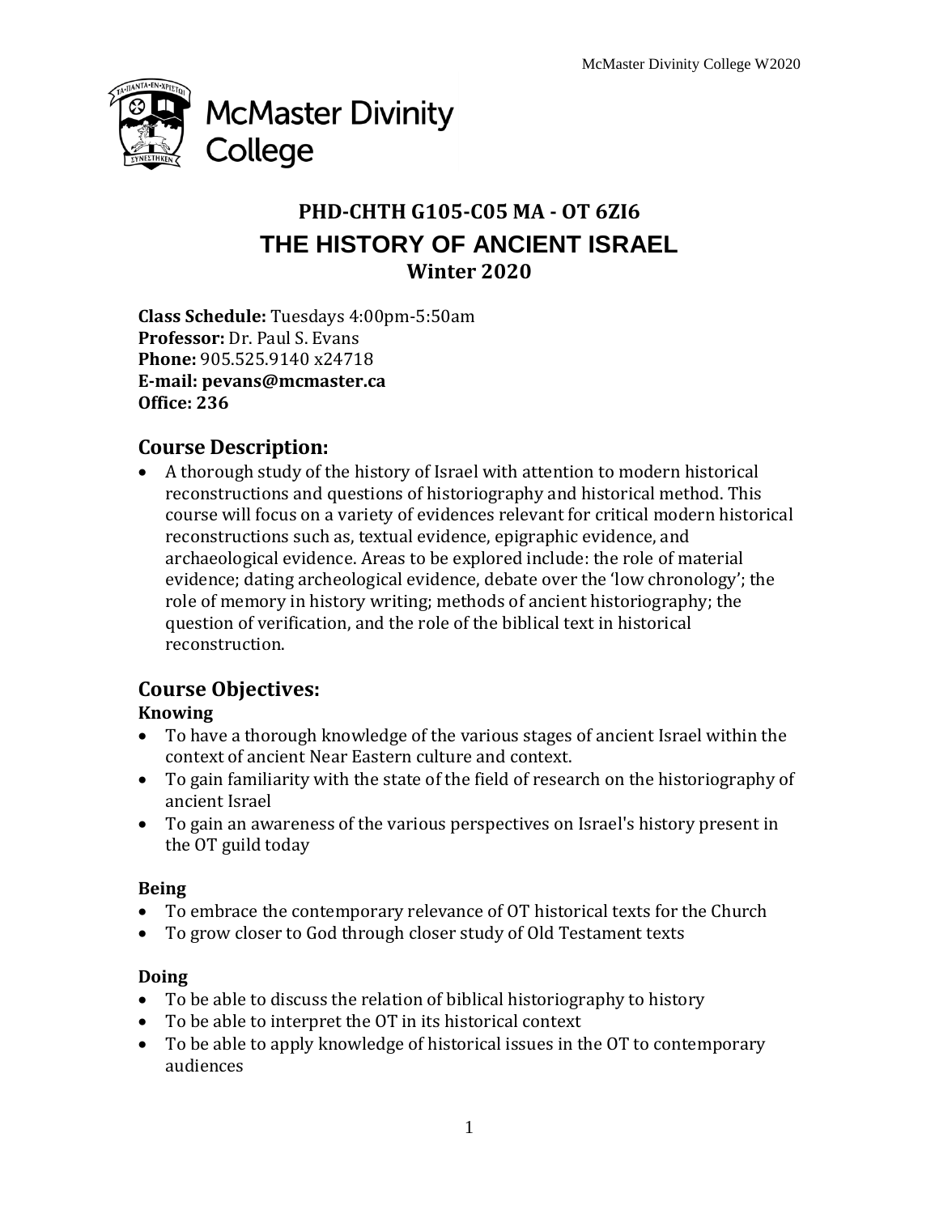McMaster Divinity College

# PHD-CHTH G105-C05 MA - OT 6ZI6

# THE HISTORY OF ANCIENT ISRAEL

## Winter 2020

**Class Schedule:** Tuesdays 4:00pm-5:50am
**Professor:** Dr. Paul S. Evans
**Phone:** 905.525.9140 x24718
**E-mail: pevans@mcmaster.ca**
**Office: 236**

## Course Description:

- A thorough study of the history of Israel with attention to modern historical reconstructions and questions of historiography and historical method. This course will focus on a variety of evidences relevant for critical modern historical reconstructions such as, textual evidence, epigraphic evidence, and archaeological evidence. Areas to be explored include: the role of material evidence; dating archeological evidence, debate over the 'low chronology'; the role of memory in history writing; methods of ancient historiography; the question of verification, and the role of the biblical text in historical reconstruction.

## Course Objectives:

### Knowing

- To have a thorough knowledge of the various stages of ancient Israel within the context of ancient Near Eastern culture and context.
- To gain familiarity with the state of the field of research on the historiography of ancient Israel
- To gain an awareness of the various perspectives on Israel's history present in the OT guild today

### Being

- To embrace the contemporary relevance of OT historical texts for the Church
- To grow closer to God through closer study of Old Testament texts

### Doing

- To be able to discuss the relation of biblical historiography to history
- To be able to interpret the OT in its historical context
- To be able to apply knowledge of historical issues in the OT to contemporary audiences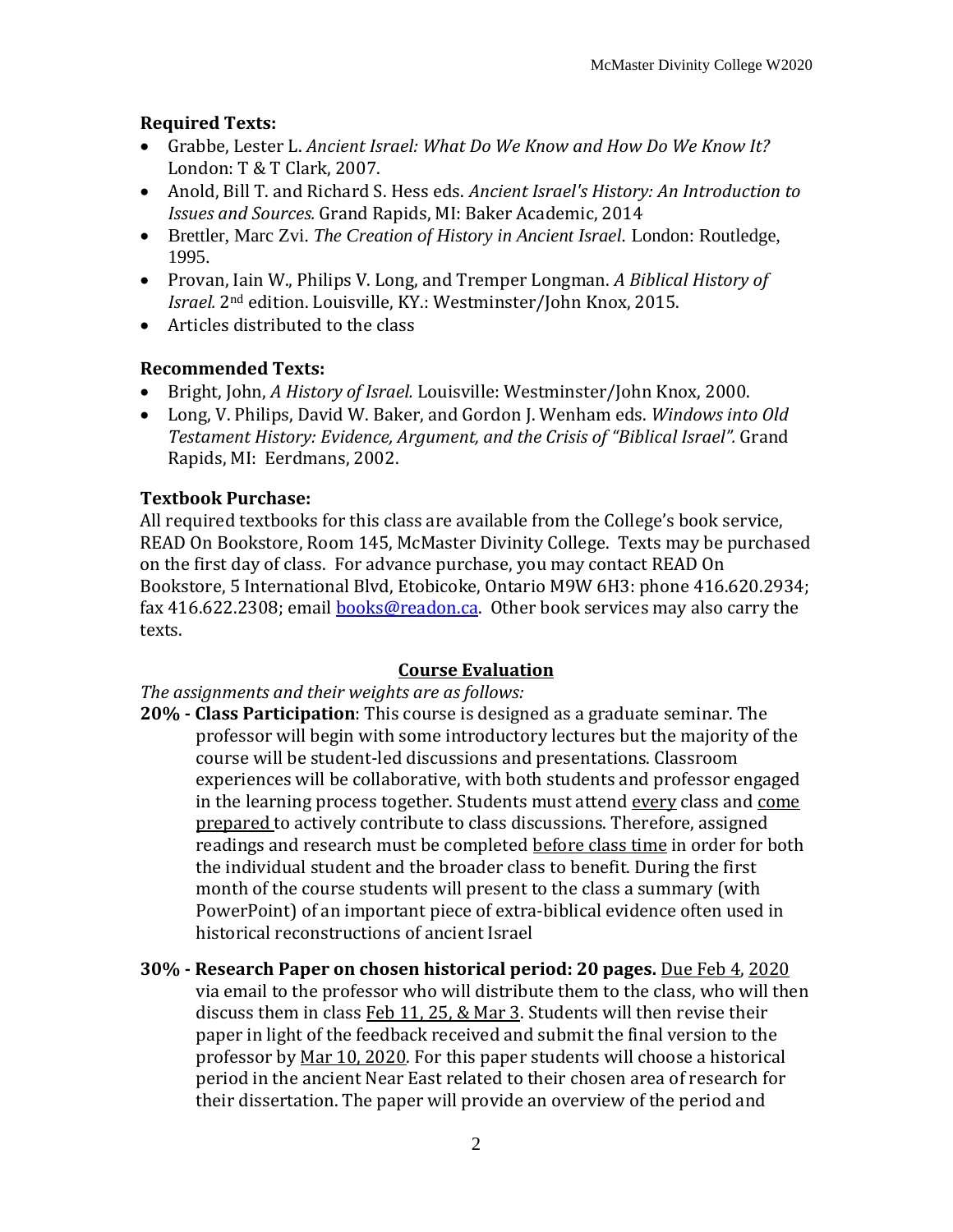### Required Texts:

- Grabbe, Lester L. *Ancient Israel: What Do We Know and How Do We Know It?* London: T & T Clark, 2007.
- Anold, Bill T. and Richard S. Hess eds. *Ancient Israel's History: An Introduction to Issues and Sources.* Grand Rapids, MI: Baker Academic, 2014
- Brettler, Marc Zvi. *The Creation of History in Ancient Israel*. London: Routledge, 1995.
- Provan, Iain W., Philips V. Long, and Tremper Longman. *A Biblical History of Israel.* 2nd edition. Louisville, KY.: Westminster/John Knox, 2015.
- Articles distributed to the class

### Recommended Texts:

- Bright, John, *A History of Israel.* Louisville: Westminster/John Knox, 2000.
- Long, V. Philips, David W. Baker, and Gordon J. Wenham eds. *Windows into Old Testament History: Evidence, Argument, and the Crisis of "Biblical Israel".* Grand Rapids, MI: Eerdmans, 2002.

### Textbook Purchase:

All required textbooks for this class are available from the College's book service, READ On Bookstore, Room 145, McMaster Divinity College. Texts may be purchased on the first day of class. For advance purchase, you may contact READ On Bookstore, 5 International Blvd, Etobicoke, Ontario M9W 6H3: phone 416.620.2934; fax 416.622.2308; email books@readon.ca. Other book services may also carry the texts.

## Course Evaluation

*The assignments and their weights are as follows:*

**20% - Class Participation**: This course is designed as a graduate seminar. The professor will begin with some introductory lectures but the majority of the course will be student-led discussions and presentations. Classroom experiences will be collaborative, with both students and professor engaged in the learning process together. Students must attend every class and come prepared to actively contribute to class discussions. Therefore, assigned readings and research must be completed before class time in order for both the individual student and the broader class to benefit. During the first month of the course students will present to the class a summary (with PowerPoint) of an important piece of extra-biblical evidence often used in historical reconstructions of ancient Israel

**30% - Research Paper on chosen historical period: 20 pages.** Due Feb 4, 2020 via email to the professor who will distribute them to the class, who will then discuss them in class Feb 11, 25, & Mar 3. Students will then revise their paper in light of the feedback received and submit the final version to the professor by Mar 10, 2020. For this paper students will choose a historical period in the ancient Near East related to their chosen area of research for their dissertation. The paper will provide an overview of the period and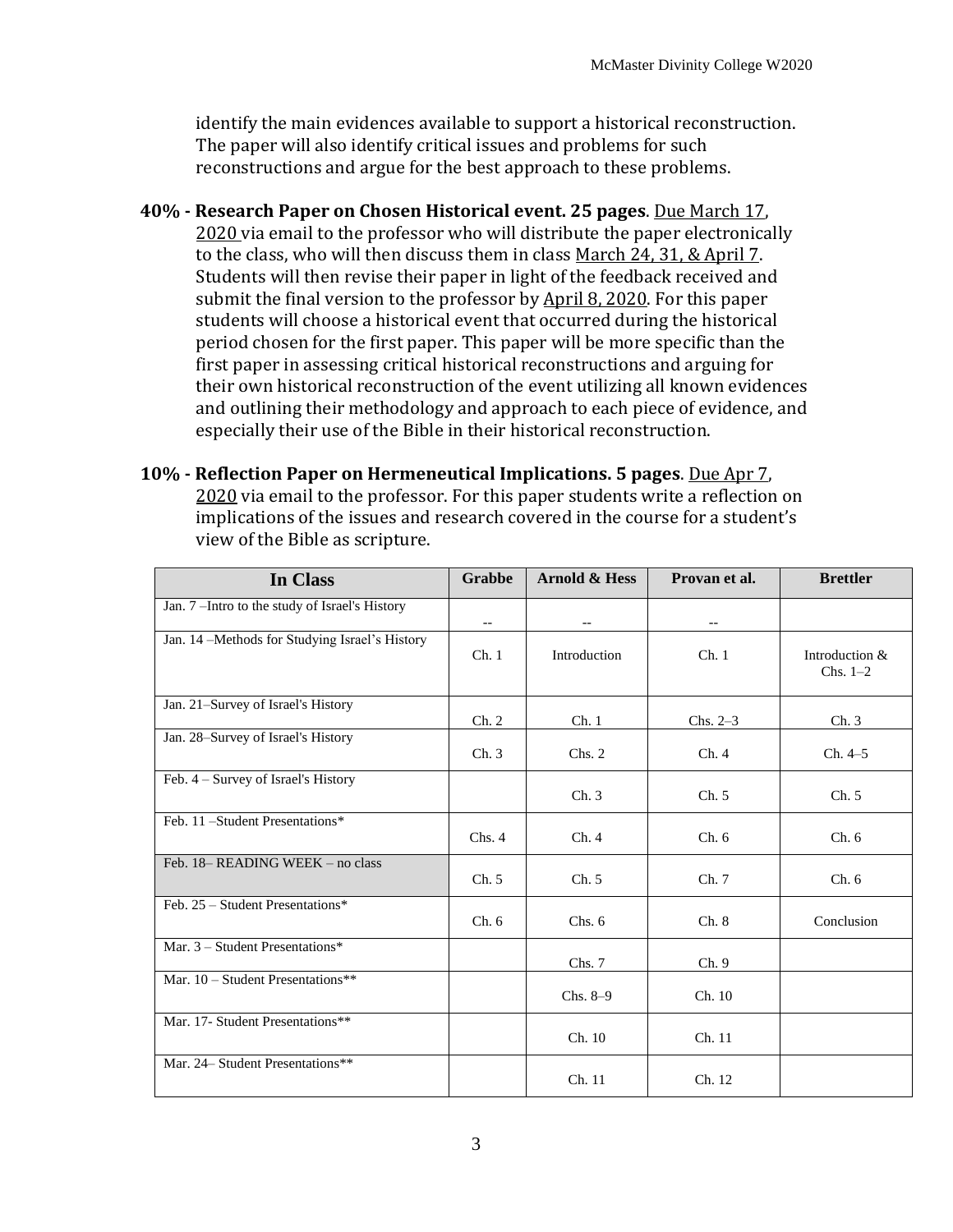identify the main evidences available to support a historical reconstruction. The paper will also identify critical issues and problems for such reconstructions and argue for the best approach to these problems.

**40% - Research Paper on Chosen Historical event. 25 pages**. Due March 17, 2020 via email to the professor who will distribute the paper electronically to the class, who will then discuss them in class March 24, 31, & April 7. Students will then revise their paper in light of the feedback received and submit the final version to the professor by April 8, 2020. For this paper students will choose a historical event that occurred during the historical period chosen for the first paper. This paper will be more specific than the first paper in assessing critical historical reconstructions and arguing for their own historical reconstruction of the event utilizing all known evidences and outlining their methodology and approach to each piece of evidence, and especially their use of the Bible in their historical reconstruction.

**10% - Reflection Paper on Hermeneutical Implications. 5 pages**. Due Apr 7, 2020 via email to the professor. For this paper students write a reflection on implications of the issues and research covered in the course for a student's view of the Bible as scripture.

| In Class | Grabbe | Arnold & Hess | Provan et al. | Brettler |
|---|---|---|---|---|
| Jan. 7 –Intro to the study of Israel's History | -- | -- | -- | |
| Jan. 14 –Methods for Studying Israel's History | Ch. 1 | Introduction | Ch. 1 | Introduction & Chs. 1–2 |
| Jan. 21–Survey of Israel's History | Ch. 2 | Ch. 1 | Chs. 2–3 | Ch. 3 |
| Jan. 28–Survey of Israel's History | Ch. 3 | Chs. 2 | Ch. 4 | Ch. 4–5 |
| Feb. 4 – Survey of Israel's History | | Ch. 3 | Ch. 5 | Ch. 5 |
| Feb. 11 –Student Presentations* | Chs. 4 | Ch. 4 | Ch. 6 | Ch. 6 |
| Feb. 18– READING WEEK – no class | Ch. 5 | Ch. 5 | Ch. 7 | Ch. 6 |
| Feb. 25 – Student Presentations* | Ch. 6 | Chs. 6 | Ch. 8 | Conclusion |
| Mar. 3 – Student Presentations* | | Chs. 7 | Ch. 9 | |
| Mar. 10 – Student Presentations** | | Chs. 8–9 | Ch. 10 | |
| Mar. 17- Student Presentations** | | Ch. 10 | Ch. 11 | |
| Mar. 24– Student Presentations** | | Ch. 11 | Ch. 12 | |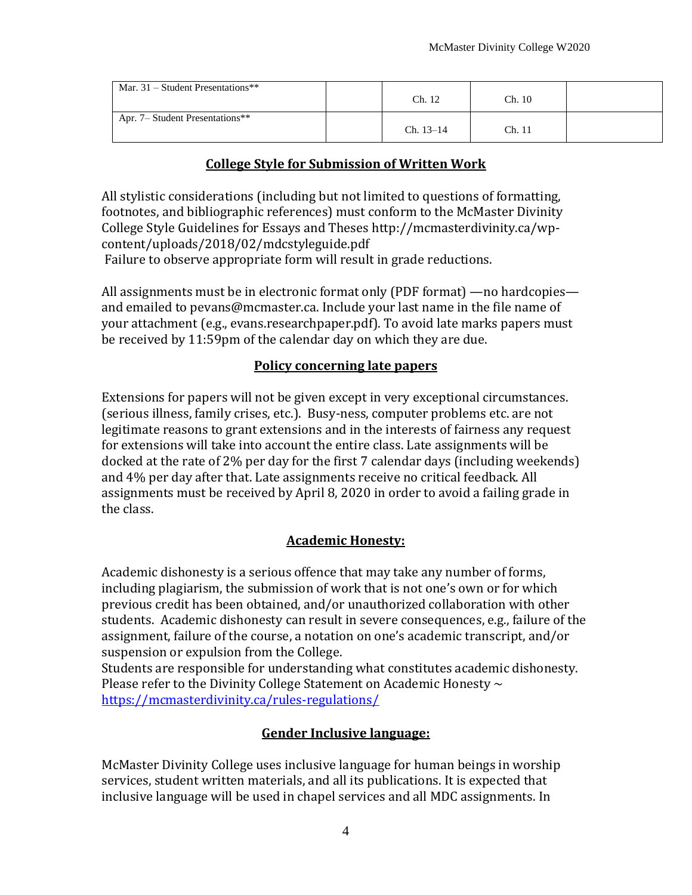| Mar. 31 – Student Presentations** | | Ch. 12 | Ch. 10 | |
|---|---|---|---|---|
| Apr. 7– Student Presentations** | | Ch. 13–14 | Ch. 11 | |

## College Style for Submission of Written Work

All stylistic considerations (including but not limited to questions of formatting, footnotes, and bibliographic references) must conform to the McMaster Divinity College Style Guidelines for Essays and Theses http://mcmasterdivinity.ca/wp-content/uploads/2018/02/mdcstyleguide.pdf
Failure to observe appropriate form will result in grade reductions.

All assignments must be in electronic format only (PDF format) —no hardcopies— and emailed to pevans@mcmaster.ca. Include your last name in the file name of your attachment (e.g., evans.researchpaper.pdf). To avoid late marks papers must be received by 11:59pm of the calendar day on which they are due.

## Policy concerning late papers

Extensions for papers will not be given except in very exceptional circumstances. (serious illness, family crises, etc.). Busy-ness, computer problems etc. are not legitimate reasons to grant extensions and in the interests of fairness any request for extensions will take into account the entire class. Late assignments will be docked at the rate of 2% per day for the first 7 calendar days (including weekends) and 4% per day after that. Late assignments receive no critical feedback. All assignments must be received by April 8, 2020 in order to avoid a failing grade in the class.

## Academic Honesty:

Academic dishonesty is a serious offence that may take any number of forms, including plagiarism, the submission of work that is not one's own or for which previous credit has been obtained, and/or unauthorized collaboration with other students. Academic dishonesty can result in severe consequences, e.g., failure of the assignment, failure of the course, a notation on one's academic transcript, and/or suspension or expulsion from the College.
Students are responsible for understanding what constitutes academic dishonesty. Please refer to the Divinity College Statement on Academic Honesty ~ [https://mcmasterdivinity.ca/rules-regulations/](https://mcmasterdivinity.ca/rules-regulations/)

## Gender Inclusive language:

McMaster Divinity College uses inclusive language for human beings in worship services, student written materials, and all its publications. It is expected that inclusive language will be used in chapel services and all MDC assignments. In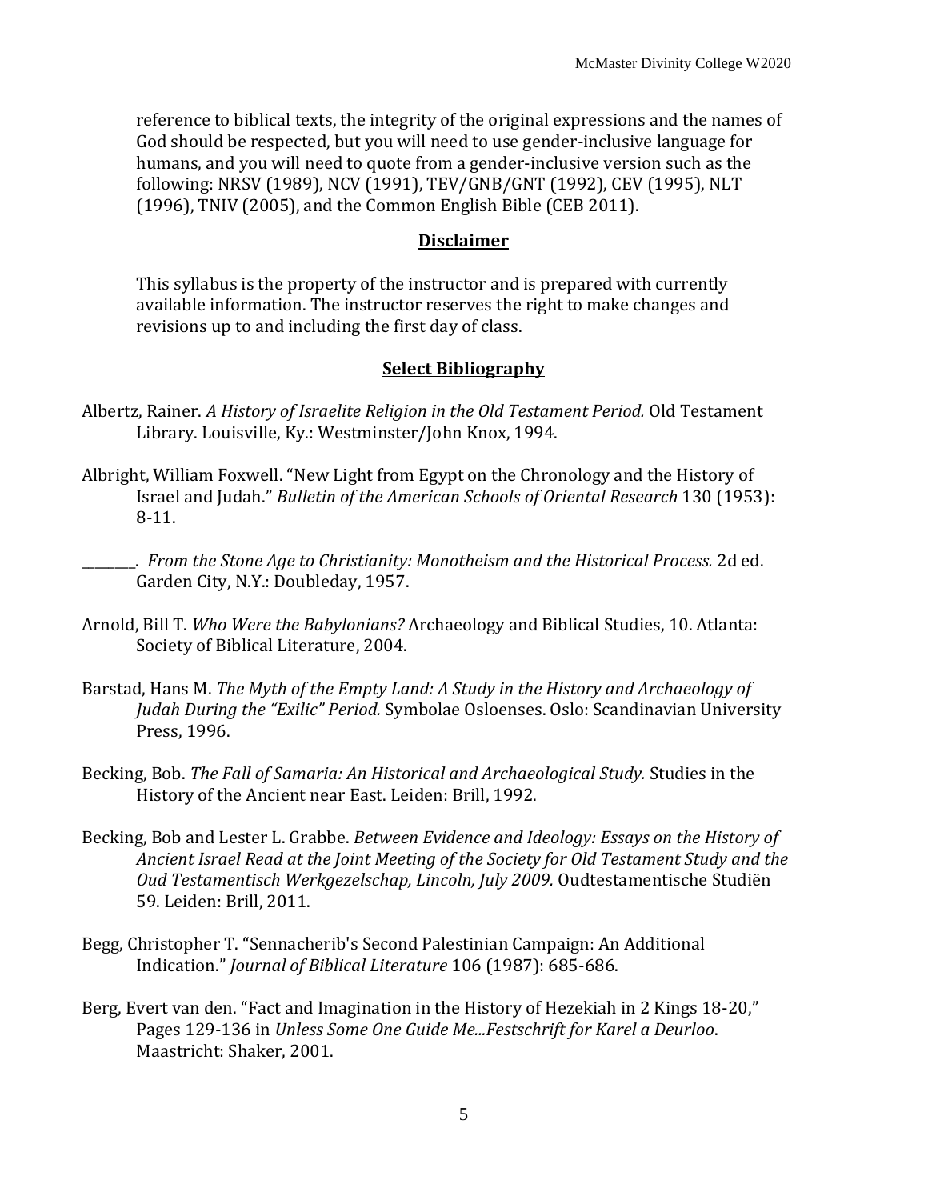reference to biblical texts, the integrity of the original expressions and the names of God should be respected, but you will need to use gender-inclusive language for humans, and you will need to quote from a gender-inclusive version such as the following: NRSV (1989), NCV (1991), TEV/GNB/GNT (1992), CEV (1995), NLT (1996), TNIV (2005), and the Common English Bible (CEB 2011).

## Disclaimer

This syllabus is the property of the instructor and is prepared with currently available information. The instructor reserves the right to make changes and revisions up to and including the first day of class.

## Select Bibliography

Albertz, Rainer. *A History of Israelite Religion in the Old Testament Period.* Old Testament Library. Louisville, Ky.: Westminster/John Knox, 1994.

Albright, William Foxwell. "New Light from Egypt on the Chronology and the History of Israel and Judah." *Bulletin of the American Schools of Oriental Research* 130 (1953): 8-11.

________. *From the Stone Age to Christianity: Monotheism and the Historical Process.* 2d ed. Garden City, N.Y.: Doubleday, 1957.

Arnold, Bill T. *Who Were the Babylonians?* Archaeology and Biblical Studies, 10. Atlanta: Society of Biblical Literature, 2004.

Barstad, Hans M. *The Myth of the Empty Land: A Study in the History and Archaeology of Judah During the "Exilic" Period.* Symbolae Osloenses. Oslo: Scandinavian University Press, 1996.

Becking, Bob. *The Fall of Samaria: An Historical and Archaeological Study.* Studies in the History of the Ancient near East. Leiden: Brill, 1992.

Becking, Bob and Lester L. Grabbe. *Between Evidence and Ideology: Essays on the History of Ancient Israel Read at the Joint Meeting of the Society for Old Testament Study and the Oud Testamentisch Werkgezelschap, Lincoln, July 2009.* Oudtestamentische Studiën 59. Leiden: Brill, 2011.

Begg, Christopher T. "Sennacherib's Second Palestinian Campaign: An Additional Indication." *Journal of Biblical Literature* 106 (1987): 685-686.

Berg, Evert van den. "Fact and Imagination in the History of Hezekiah in 2 Kings 18-20," Pages 129-136 in *Unless Some One Guide Me...Festschrift for Karel a Deurloo*. Maastricht: Shaker, 2001.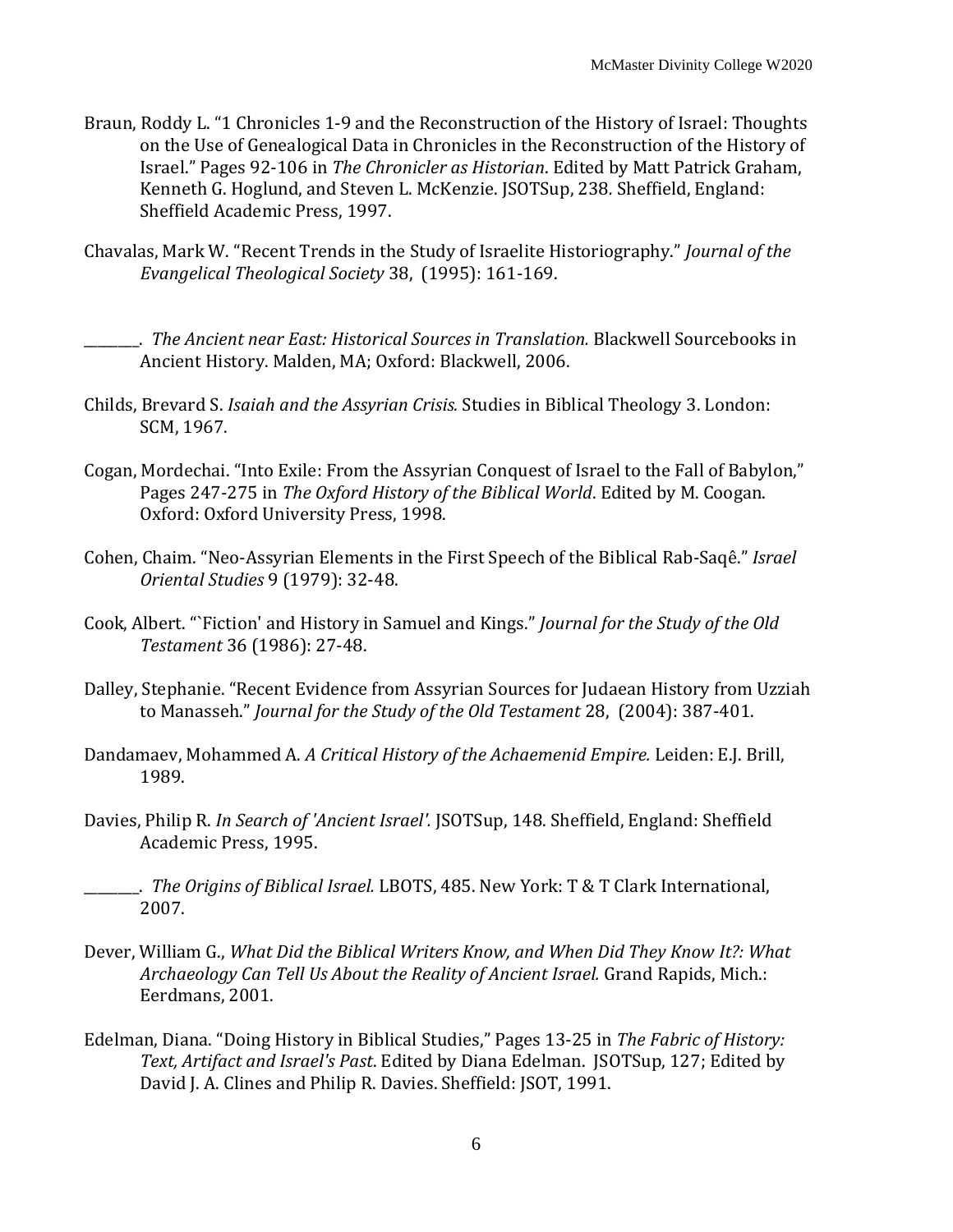Braun, Roddy L. "1 Chronicles 1-9 and the Reconstruction of the History of Israel: Thoughts on the Use of Genealogical Data in Chronicles in the Reconstruction of the History of Israel." Pages 92-106 in *The Chronicler as Historian*. Edited by Matt Patrick Graham, Kenneth G. Hoglund, and Steven L. McKenzie. JSOTSup, 238. Sheffield, England: Sheffield Academic Press, 1997.

Chavalas, Mark W. "Recent Trends in the Study of Israelite Historiography." *Journal of the Evangelical Theological Society* 38, (1995): 161-169.

________. *The Ancient near East: Historical Sources in Translation.* Blackwell Sourcebooks in Ancient History. Malden, MA; Oxford: Blackwell, 2006.

Childs, Brevard S. *Isaiah and the Assyrian Crisis.* Studies in Biblical Theology 3. London: SCM, 1967.

Cogan, Mordechai. "Into Exile: From the Assyrian Conquest of Israel to the Fall of Babylon," Pages 247-275 in *The Oxford History of the Biblical World*. Edited by M. Coogan. Oxford: Oxford University Press, 1998.

Cohen, Chaim. "Neo-Assyrian Elements in the First Speech of the Biblical Rab-Saqê." *Israel Oriental Studies* 9 (1979): 32-48.

Cook, Albert. "`Fiction' and History in Samuel and Kings." *Journal for the Study of the Old Testament* 36 (1986): 27-48.

Dalley, Stephanie. "Recent Evidence from Assyrian Sources for Judaean History from Uzziah to Manasseh." *Journal for the Study of the Old Testament* 28, (2004): 387-401.

Dandamaev, Mohammed A. *A Critical History of the Achaemenid Empire.* Leiden: E.J. Brill, 1989.

Davies, Philip R. *In Search of 'Ancient Israel'.* JSOTSup, 148. Sheffield, England: Sheffield Academic Press, 1995.

________. *The Origins of Biblical Israel.* LBOTS, 485. New York: T & T Clark International, 2007.

Dever, William G., *What Did the Biblical Writers Know, and When Did They Know It?: What Archaeology Can Tell Us About the Reality of Ancient Israel.* Grand Rapids, Mich.: Eerdmans, 2001.

Edelman, Diana. "Doing History in Biblical Studies," Pages 13-25 in *The Fabric of History: Text, Artifact and Israel's Past*. Edited by Diana Edelman. JSOTSup, 127; Edited by David J. A. Clines and Philip R. Davies. Sheffield: JSOT, 1991.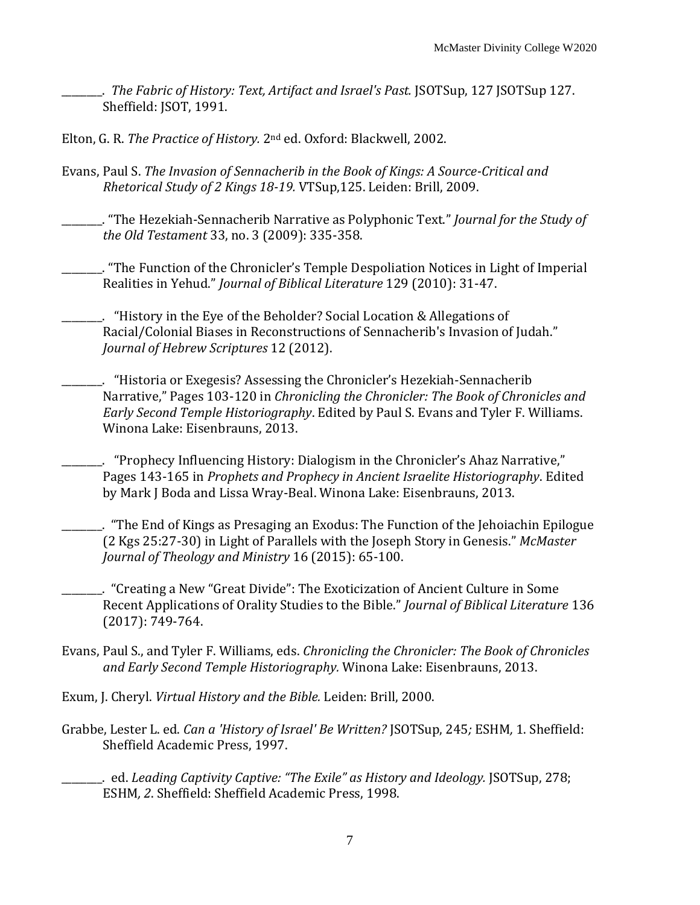________. *The Fabric of History: Text, Artifact and Israel's Past.* JSOTSup, 127 JSOTSup 127. Sheffield: JSOT, 1991.

Elton, G. R. *The Practice of History.* 2nd ed. Oxford: Blackwell, 2002.

Evans, Paul S. *The Invasion of Sennacherib in the Book of Kings: A Source-Critical and Rhetorical Study of 2 Kings 18-19.* VTSup,125. Leiden: Brill, 2009.

________. "The Hezekiah-Sennacherib Narrative as Polyphonic Text." *Journal for the Study of the Old Testament* 33, no. 3 (2009): 335-358.

________. "The Function of the Chronicler's Temple Despoliation Notices in Light of Imperial Realities in Yehud." *Journal of Biblical Literature* 129 (2010): 31-47.

________. "History in the Eye of the Beholder? Social Location & Allegations of Racial/Colonial Biases in Reconstructions of Sennacherib's Invasion of Judah." *Journal of Hebrew Scriptures* 12 (2012).

________. "Historia or Exegesis? Assessing the Chronicler's Hezekiah-Sennacherib Narrative," Pages 103-120 in *Chronicling the Chronicler: The Book of Chronicles and Early Second Temple Historiography*. Edited by Paul S. Evans and Tyler F. Williams. Winona Lake: Eisenbrauns, 2013.

________. "Prophecy Influencing History: Dialogism in the Chronicler's Ahaz Narrative," Pages 143-165 in *Prophets and Prophecy in Ancient Israelite Historiography*. Edited by Mark J Boda and Lissa Wray-Beal. Winona Lake: Eisenbrauns, 2013.

________. "The End of Kings as Presaging an Exodus: The Function of the Jehoiachin Epilogue (2 Kgs 25:27-30) in Light of Parallels with the Joseph Story in Genesis." *McMaster Journal of Theology and Ministry* 16 (2015): 65-100.

________. "Creating a New "Great Divide": The Exoticization of Ancient Culture in Some Recent Applications of Orality Studies to the Bible." *Journal of Biblical Literature* 136 (2017): 749-764.

Evans, Paul S., and Tyler F. Williams, eds. *Chronicling the Chronicler: The Book of Chronicles and Early Second Temple Historiography.* Winona Lake: Eisenbrauns, 2013.

Exum, J. Cheryl. *Virtual History and the Bible.* Leiden: Brill, 2000.

Grabbe, Lester L. ed. *Can a 'History of Israel' Be Written?* JSOTSup, 245*;* ESHM*,* 1. Sheffield: Sheffield Academic Press, 1997.

________. ed. *Leading Captivity Captive: "The Exile" as History and Ideology.* JSOTSup, 278; ESHM*, 2*. Sheffield: Sheffield Academic Press, 1998.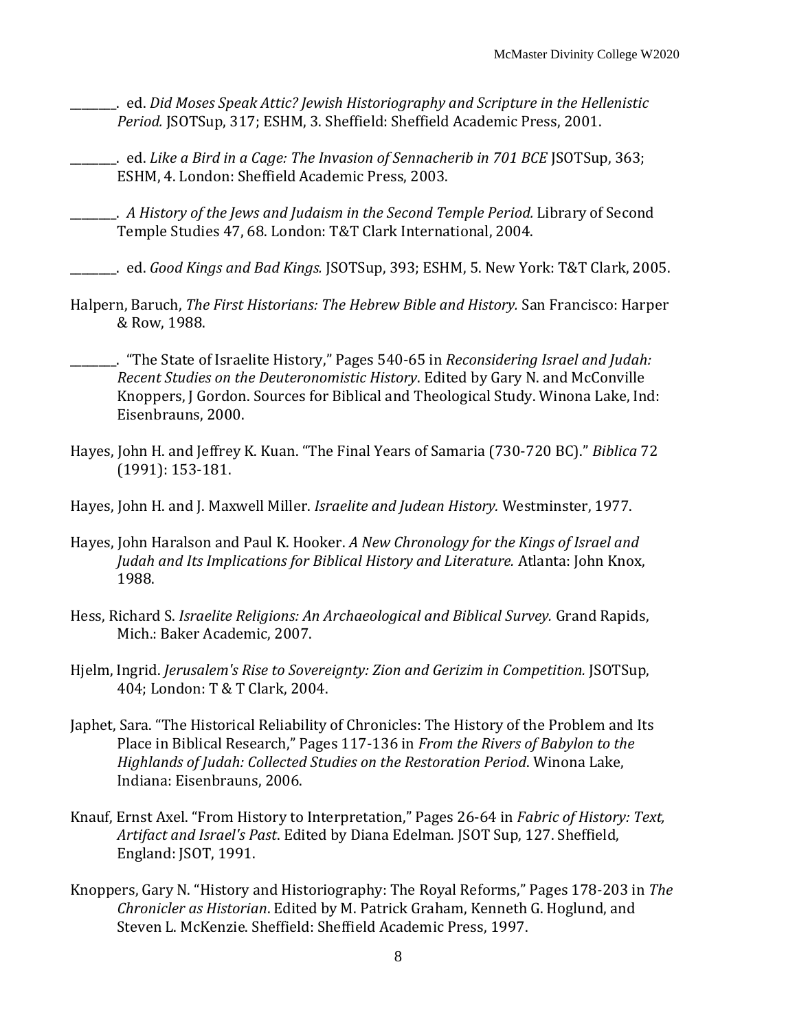________. ed. *Did Moses Speak Attic? Jewish Historiography and Scripture in the Hellenistic Period.* JSOTSup, 317; ESHM, 3. Sheffield: Sheffield Academic Press, 2001.

________. ed. *Like a Bird in a Cage: The Invasion of Sennacherib in 701 BCE* JSOTSup, 363; ESHM, 4. London: Sheffield Academic Press, 2003.

________. *A History of the Jews and Judaism in the Second Temple Period.* Library of Second Temple Studies 47, 68. London: T&T Clark International, 2004.

________. ed. *Good Kings and Bad Kings.* JSOTSup, 393; ESHM, 5. New York: T&T Clark, 2005.

Halpern, Baruch, *The First Historians: The Hebrew Bible and History.* San Francisco: Harper & Row, 1988.

________. "The State of Israelite History," Pages 540-65 in *Reconsidering Israel and Judah: Recent Studies on the Deuteronomistic History*. Edited by Gary N. and McConville Knoppers, J Gordon. Sources for Biblical and Theological Study. Winona Lake, Ind: Eisenbrauns, 2000.

Hayes, John H. and Jeffrey K. Kuan. "The Final Years of Samaria (730-720 BC)." *Biblica* 72 (1991): 153-181.

Hayes, John H. and J. Maxwell Miller. *Israelite and Judean History.* Westminster, 1977.

Hayes, John Haralson and Paul K. Hooker. *A New Chronology for the Kings of Israel and Judah and Its Implications for Biblical History and Literature.* Atlanta: John Knox, 1988.

Hess, Richard S. *Israelite Religions: An Archaeological and Biblical Survey.* Grand Rapids, Mich.: Baker Academic, 2007.

Hjelm, Ingrid. *Jerusalem's Rise to Sovereignty: Zion and Gerizim in Competition.* JSOTSup, 404; London: T & T Clark, 2004.

Japhet, Sara. "The Historical Reliability of Chronicles: The History of the Problem and Its Place in Biblical Research," Pages 117-136 in *From the Rivers of Babylon to the Highlands of Judah: Collected Studies on the Restoration Period*. Winona Lake, Indiana: Eisenbrauns, 2006.

Knauf, Ernst Axel. "From History to Interpretation," Pages 26-64 in *Fabric of History: Text, Artifact and Israel's Past*. Edited by Diana Edelman. JSOT Sup, 127. Sheffield, England: JSOT, 1991.

Knoppers, Gary N. "History and Historiography: The Royal Reforms," Pages 178-203 in *The Chronicler as Historian*. Edited by M. Patrick Graham, Kenneth G. Hoglund, and Steven L. McKenzie. Sheffield: Sheffield Academic Press, 1997.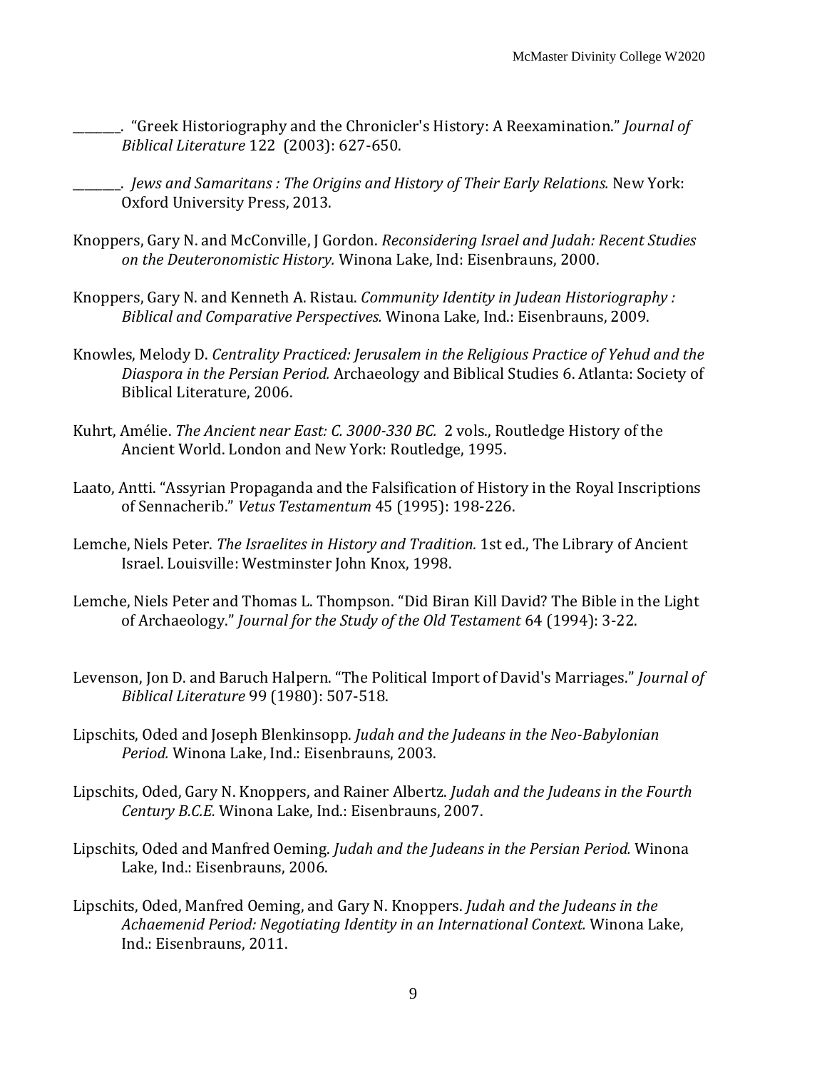________. "Greek Historiography and the Chronicler's History: A Reexamination." *Journal of Biblical Literature* 122 (2003): 627-650.

________. *Jews and Samaritans : The Origins and History of Their Early Relations.* New York: Oxford University Press, 2013.

Knoppers, Gary N. and McConville, J Gordon. *Reconsidering Israel and Judah: Recent Studies on the Deuteronomistic History.* Winona Lake, Ind: Eisenbrauns, 2000.

Knoppers, Gary N. and Kenneth A. Ristau. *Community Identity in Judean Historiography : Biblical and Comparative Perspectives.* Winona Lake, Ind.: Eisenbrauns, 2009.

Knowles, Melody D. *Centrality Practiced: Jerusalem in the Religious Practice of Yehud and the Diaspora in the Persian Period.* Archaeology and Biblical Studies 6. Atlanta: Society of Biblical Literature, 2006.

Kuhrt, Amélie. *The Ancient near East: C. 3000-330 BC.* 2 vols., Routledge History of the Ancient World. London and New York: Routledge, 1995.

Laato, Antti. "Assyrian Propaganda and the Falsification of History in the Royal Inscriptions of Sennacherib." *Vetus Testamentum* 45 (1995): 198-226.

Lemche, Niels Peter. *The Israelites in History and Tradition.* 1st ed., The Library of Ancient Israel. Louisville: Westminster John Knox, 1998.

Lemche, Niels Peter and Thomas L. Thompson. "Did Biran Kill David? The Bible in the Light of Archaeology." *Journal for the Study of the Old Testament* 64 (1994): 3-22.

Levenson, Jon D. and Baruch Halpern. "The Political Import of David's Marriages." *Journal of Biblical Literature* 99 (1980): 507-518.

Lipschits, Oded and Joseph Blenkinsopp. *Judah and the Judeans in the Neo-Babylonian Period.* Winona Lake, Ind.: Eisenbrauns, 2003.

Lipschits, Oded, Gary N. Knoppers, and Rainer Albertz. *Judah and the Judeans in the Fourth Century B.C.E.* Winona Lake, Ind.: Eisenbrauns, 2007.

Lipschits, Oded and Manfred Oeming. *Judah and the Judeans in the Persian Period.* Winona Lake, Ind.: Eisenbrauns, 2006.

Lipschits, Oded, Manfred Oeming, and Gary N. Knoppers. *Judah and the Judeans in the Achaemenid Period: Negotiating Identity in an International Context.* Winona Lake, Ind.: Eisenbrauns, 2011.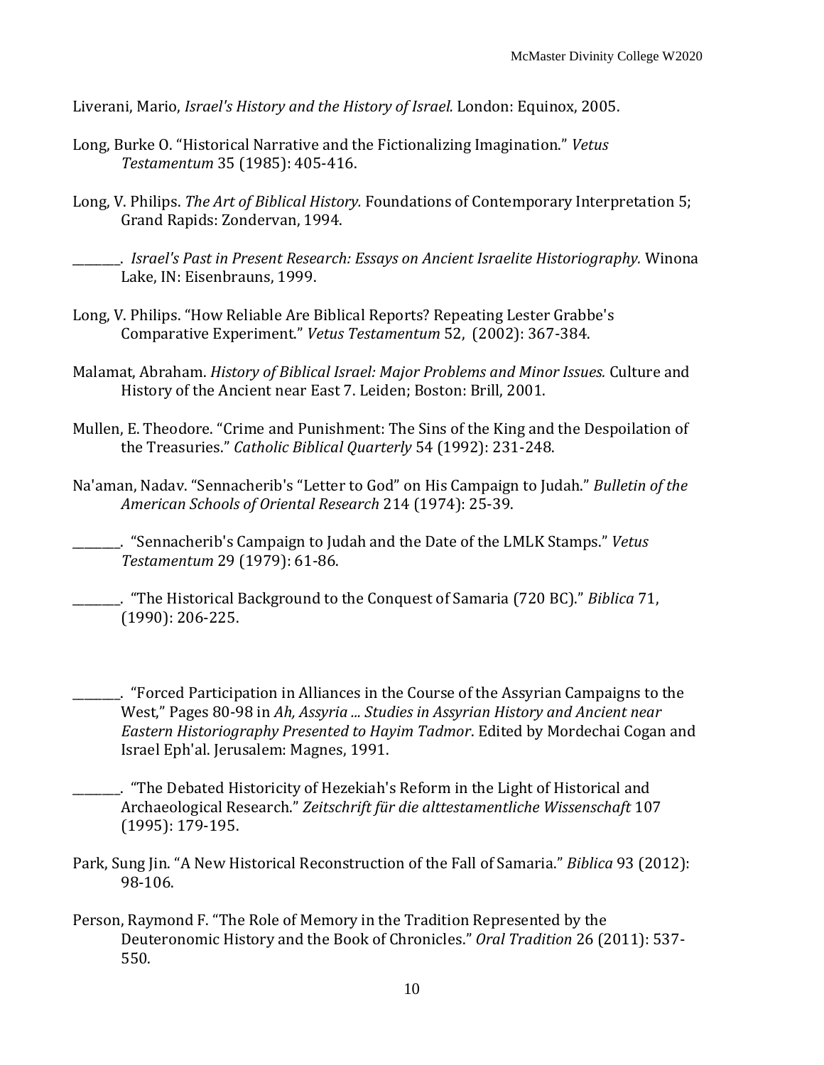Liverani, Mario, *Israel's History and the History of Israel.* London: Equinox, 2005.

Long, Burke O. "Historical Narrative and the Fictionalizing Imagination." *Vetus Testamentum* 35 (1985): 405-416.

Long, V. Philips. *The Art of Biblical History.* Foundations of Contemporary Interpretation 5; Grand Rapids: Zondervan, 1994.

________. *Israel's Past in Present Research: Essays on Ancient Israelite Historiography.* Winona Lake, IN: Eisenbrauns, 1999.

Long, V. Philips. "How Reliable Are Biblical Reports? Repeating Lester Grabbe's Comparative Experiment." *Vetus Testamentum* 52, (2002): 367-384.

Malamat, Abraham. *History of Biblical Israel: Major Problems and Minor Issues.* Culture and History of the Ancient near East 7. Leiden; Boston: Brill, 2001.

Mullen, E. Theodore. "Crime and Punishment: The Sins of the King and the Despoilation of the Treasuries." *Catholic Biblical Quarterly* 54 (1992): 231-248.

Na'aman, Nadav. "Sennacherib's "Letter to God" on His Campaign to Judah." *Bulletin of the American Schools of Oriental Research* 214 (1974): 25-39.

________. "Sennacherib's Campaign to Judah and the Date of the LMLK Stamps." *Vetus Testamentum* 29 (1979): 61-86.

________. "The Historical Background to the Conquest of Samaria (720 BC)." *Biblica* 71, (1990): 206-225.

________. "Forced Participation in Alliances in the Course of the Assyrian Campaigns to the West," Pages 80-98 in *Ah, Assyria ... Studies in Assyrian History and Ancient near Eastern Historiography Presented to Hayim Tadmor*. Edited by Mordechai Cogan and Israel Eph'al. Jerusalem: Magnes, 1991.

________. "The Debated Historicity of Hezekiah's Reform in the Light of Historical and Archaeological Research." *Zeitschrift für die alttestamentliche Wissenschaft* 107 (1995): 179-195.

Park, Sung Jin. "A New Historical Reconstruction of the Fall of Samaria." *Biblica* 93 (2012): 98-106.

Person, Raymond F. "The Role of Memory in the Tradition Represented by the Deuteronomic History and the Book of Chronicles." *Oral Tradition* 26 (2011): 537-550.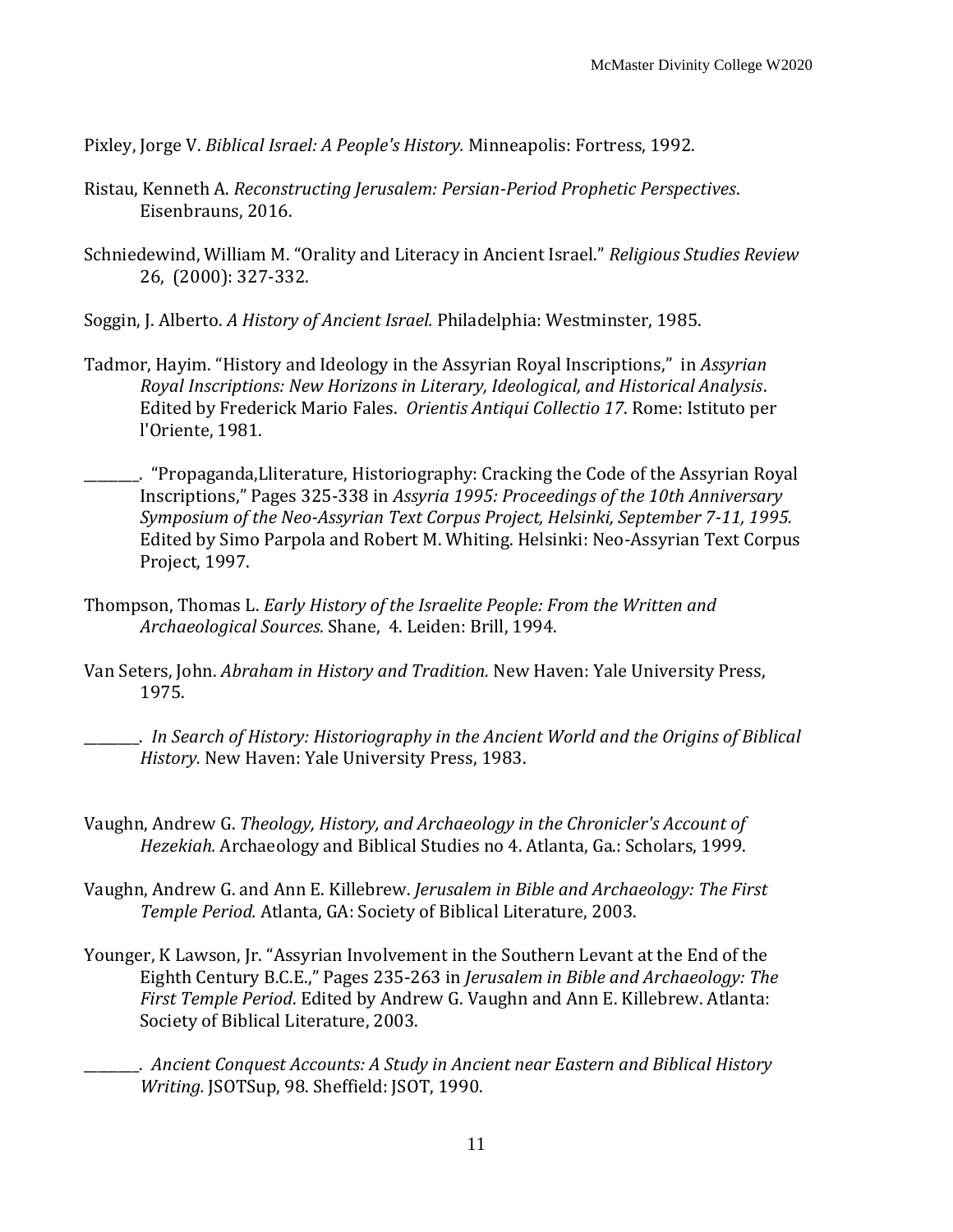Pixley, Jorge V. *Biblical Israel: A People's History.* Minneapolis: Fortress, 1992.

Ristau, Kenneth A. *Reconstructing Jerusalem: Persian-Period Prophetic Perspectives*. Eisenbrauns, 2016.

Schniedewind, William M. "Orality and Literacy in Ancient Israel." *Religious Studies Review* 26, (2000): 327-332.

Soggin, J. Alberto. *A History of Ancient Israel.* Philadelphia: Westminster, 1985.

Tadmor, Hayim. "History and Ideology in the Assyrian Royal Inscriptions," in *Assyrian Royal Inscriptions: New Horizons in Literary, Ideological, and Historical Analysis*. Edited by Frederick Mario Fales. *Orientis Antiqui Collectio 17*. Rome: Istituto per l'Oriente, 1981.

________. "Propaganda,Lliterature, Historiography: Cracking the Code of the Assyrian Royal Inscriptions," Pages 325-338 in *Assyria 1995: Proceedings of the 10th Anniversary Symposium of the Neo-Assyrian Text Corpus Project, Helsinki, September 7-11, 1995.* Edited by Simo Parpola and Robert M. Whiting. Helsinki: Neo-Assyrian Text Corpus Project, 1997.

Thompson, Thomas L. *Early History of the Israelite People: From the Written and Archaeological Sources.* Shane, 4. Leiden: Brill, 1994.

Van Seters, John. *Abraham in History and Tradition.* New Haven: Yale University Press, 1975.

________. *In Search of History: Historiography in the Ancient World and the Origins of Biblical History.* New Haven: Yale University Press, 1983.

Vaughn, Andrew G. *Theology, History, and Archaeology in the Chronicler's Account of Hezekiah.* Archaeology and Biblical Studies no 4. Atlanta, Ga.: Scholars, 1999.

Vaughn, Andrew G. and Ann E. Killebrew. *Jerusalem in Bible and Archaeology: The First Temple Period.* Atlanta, GA: Society of Biblical Literature, 2003.

Younger, K Lawson, Jr. "Assyrian Involvement in the Southern Levant at the End of the Eighth Century B.C.E.," Pages 235-263 in *Jerusalem in Bible and Archaeology: The First Temple Period*. Edited by Andrew G. Vaughn and Ann E. Killebrew. Atlanta: Society of Biblical Literature, 2003.

________. *Ancient Conquest Accounts: A Study in Ancient near Eastern and Biblical History Writing.* JSOTSup, 98. Sheffield: JSOT, 1990.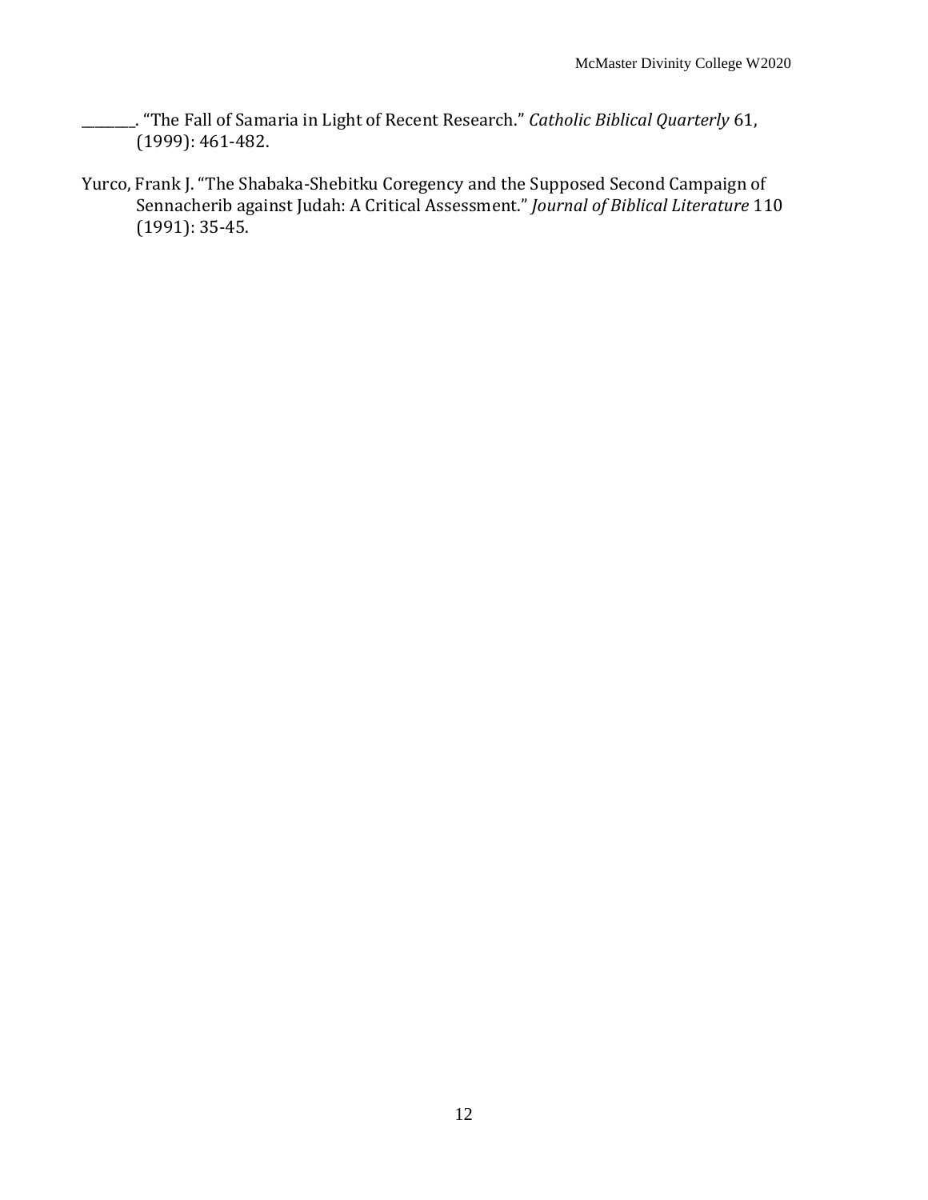________. "The Fall of Samaria in Light of Recent Research." *Catholic Biblical Quarterly* 61, (1999): 461-482.

Yurco, Frank J. "The Shabaka-Shebitku Coregency and the Supposed Second Campaign of Sennacherib against Judah: A Critical Assessment." *Journal of Biblical Literature* 110 (1991): 35-45.